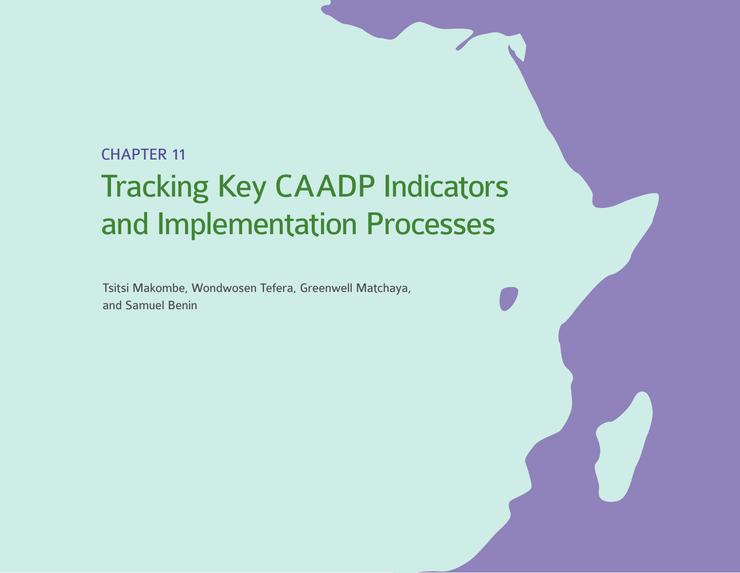CHAPTER 11

# Tracking Key CAADP Indicators and Implementation Processes

Tsitsi Makombe, Wondwosen Tefera, Greenwell Matchaya, and Samuel Benin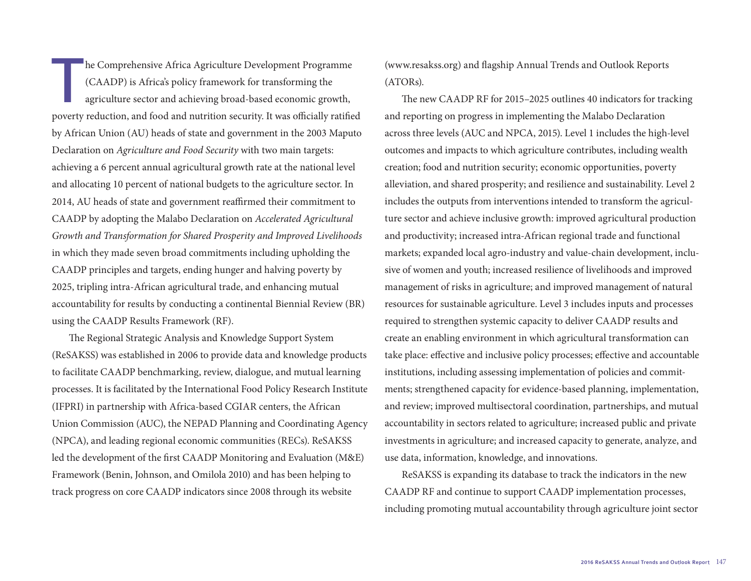The Comprehensive Africa Agriculture Development Programme (CAADP) is Africa's policy framework for transforming the agriculture sector and achieving broad-based economic growth, poverty reduction, and food and nutrition security. It was officially ratified by African Union (AU) heads of state and government in the 2003 Maputo Declaration on *Agriculture and Food Security* with two main targets: achieving a 6 percent annual agricultural growth rate at the national level and allocating 10 percent of national budgets to the agriculture sector. In 2014, AU heads of state and government reaffirmed their commitment to CAADP by adopting the Malabo Declaration on *Accelerated Agricultural Growth and Transformation for Shared Prosperity and Improved Livelihoods* in which they made seven broad commitments including upholding the CAADP principles and targets, ending hunger and halving poverty by 2025, tripling intra-African agricultural trade, and enhancing mutual accountability for results by conducting a continental Biennial Review (BR) using the CAADP Results Framework (RF).

The Regional Strategic Analysis and Knowledge Support System (ReSAKSS) was established in 2006 to provide data and knowledge products to facilitate CAADP benchmarking, review, dialogue, and mutual learning processes. It is facilitated by the International Food Policy Research Institute (IFPRI) in partnership with Africa-based CGIAR centers, the African Union Commission (AUC), the NEPAD Planning and Coordinating Agency (NPCA), and leading regional economic communities (RECs). ReSAKSS led the development of the first CAADP Monitoring and Evaluation (M&E) Framework (Benin, Johnson, and Omilola 2010) and has been helping to track progress on core CAADP indicators since 2008 through its website (www.resakss.org) and flagship Annual Trends and Outlook Reports (ATORs).

The new CAADP RF for 2015–2025 outlines 40 indicators for tracking and reporting on progress in implementing the Malabo Declaration across three levels (AUC and NPCA, 2015). Level 1 includes the high-level outcomes and impacts to which agriculture contributes, including wealth creation; food and nutrition security; economic opportunities, poverty alleviation, and shared prosperity; and resilience and sustainability. Level 2 includes the outputs from interventions intended to transform the agriculture sector and achieve inclusive growth: improved agricultural production and productivity; increased intra-African regional trade and functional markets; expanded local agro-industry and value-chain development, inclusive of women and youth; increased resilience of livelihoods and improved management of risks in agriculture; and improved management of natural resources for sustainable agriculture. Level 3 includes inputs and processes required to strengthen systemic capacity to deliver CAADP results and create an enabling environment in which agricultural transformation can take place: effective and inclusive policy processes; effective and accountable institutions, including assessing implementation of policies and commitments; strengthened capacity for evidence-based planning, implementation, and review; improved multisectoral coordination, partnerships, and mutual accountability in sectors related to agriculture; increased public and private investments in agriculture; and increased capacity to generate, analyze, and use data, information, knowledge, and innovations.

ReSAKSS is expanding its database to track the indicators in the new CAADP RF and continue to support CAADP implementation processes, including promoting mutual accountability through agriculture joint sector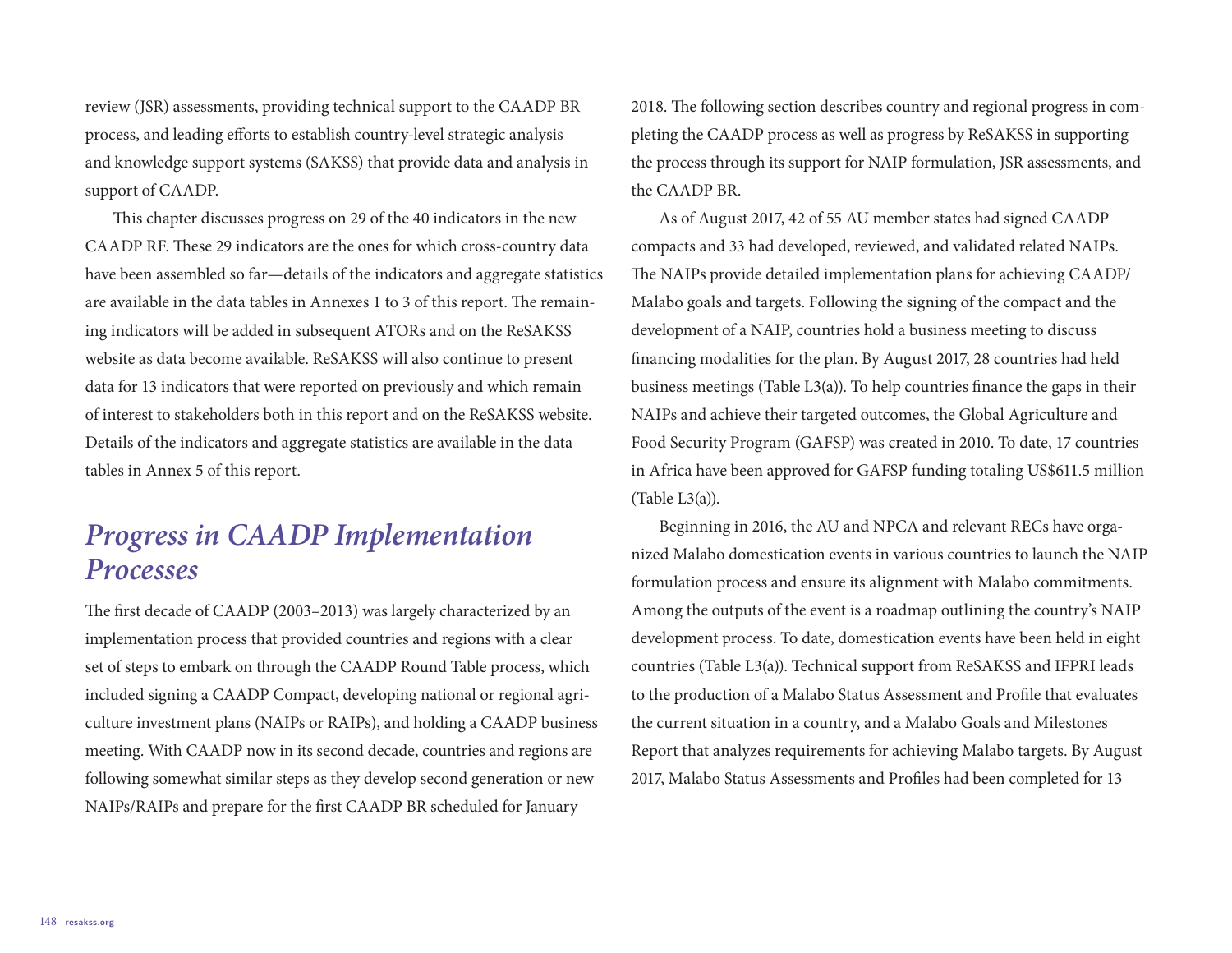review (JSR) assessments, providing technical support to the CAADP BR process, and leading efforts to establish country-level strategic analysis and knowledge support systems (SAKSS) that provide data and analysis in support of CAADP.

This chapter discusses progress on 29 of the 40 indicators in the new CAADP RF. These 29 indicators are the ones for which cross-country data have been assembled so far—details of the indicators and aggregate statistics are available in the data tables in Annexes 1 to 3 of this report. The remaining indicators will be added in subsequent ATORs and on the ReSAKSS website as data become available. ReSAKSS will also continue to present data for 13 indicators that were reported on previously and which remain of interest to stakeholders both in this report and on the ReSAKSS website. Details of the indicators and aggregate statistics are available in the data tables in Annex 5 of this report.

## *Progress in CAADP Implementation Processes*

The first decade of CAADP (2003–2013) was largely characterized by an implementation process that provided countries and regions with a clear set of steps to embark on through the CAADP Round Table process, which included signing a CAADP Compact, developing national or regional agriculture investment plans (NAIPs or RAIPs), and holding a CAADP business meeting. With CAADP now in its second decade, countries and regions are following somewhat similar steps as they develop second generation or new NAIPs/RAIPs and prepare for the first CAADP BR scheduled for January 2018. The following section describes country and regional progress in completing the CAADP process as well as progress by ReSAKSS in supporting the process through its support for NAIP formulation, JSR assessments, and the CAADP BR.

As of August 2017, 42 of 55 AU member states had signed CAADP compacts and 33 had developed, reviewed, and validated related NAIPs. The NAIPs provide detailed implementation plans for achieving CAADP/Malabo goals and targets. Following the signing of the compact and the development of a NAIP, countries hold a business meeting to discuss financing modalities for the plan. By August 2017, 28 countries had held business meetings (Table L3(a)). To help countries finance the gaps in their NAIPs and achieve their targeted outcomes, the Global Agriculture and Food Security Program (GAFSP) was created in 2010. To date, 17 countries in Africa have been approved for GAFSP funding totaling US$611.5 million (Table L3(a)).

Beginning in 2016, the AU and NPCA and relevant RECs have organized Malabo domestication events in various countries to launch the NAIP formulation process and ensure its alignment with Malabo commitments. Among the outputs of the event is a roadmap outlining the country's NAIP development process. To date, domestication events have been held in eight countries (Table L3(a)). Technical support from ReSAKSS and IFPRI leads to the production of a Malabo Status Assessment and Profile that evaluates the current situation in a country, and a Malabo Goals and Milestones Report that analyzes requirements for achieving Malabo targets. By August 2017, Malabo Status Assessments and Profiles had been completed for 13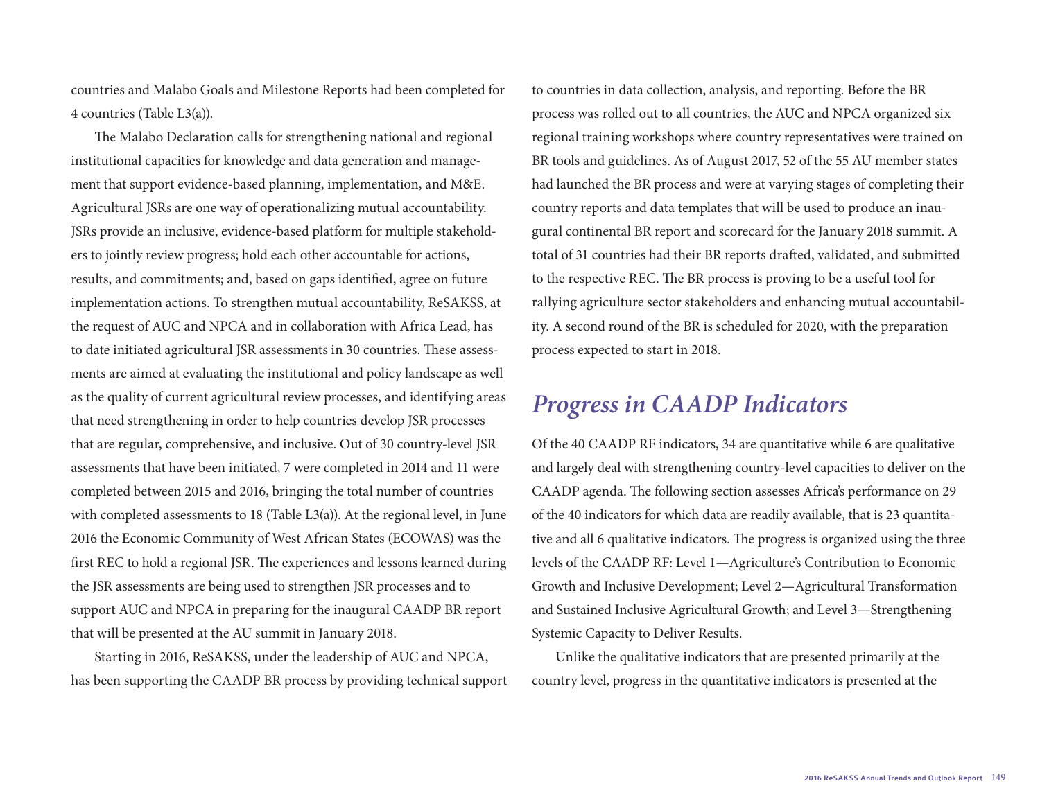countries and Malabo Goals and Milestone Reports had been completed for 4 countries (Table L3(a)).

The Malabo Declaration calls for strengthening national and regional institutional capacities for knowledge and data generation and management that support evidence-based planning, implementation, and M&E. Agricultural JSRs are one way of operationalizing mutual accountability. JSRs provide an inclusive, evidence-based platform for multiple stakeholders to jointly review progress; hold each other accountable for actions, results, and commitments; and, based on gaps identified, agree on future implementation actions. To strengthen mutual accountability, ReSAKSS, at the request of AUC and NPCA and in collaboration with Africa Lead, has to date initiated agricultural JSR assessments in 30 countries. These assessments are aimed at evaluating the institutional and policy landscape as well as the quality of current agricultural review processes, and identifying areas that need strengthening in order to help countries develop JSR processes that are regular, comprehensive, and inclusive. Out of 30 country-level JSR assessments that have been initiated, 7 were completed in 2014 and 11 were completed between 2015 and 2016, bringing the total number of countries with completed assessments to 18 (Table L3(a)). At the regional level, in June 2016 the Economic Community of West African States (ECOWAS) was the first REC to hold a regional JSR. The experiences and lessons learned during the JSR assessments are being used to strengthen JSR processes and to support AUC and NPCA in preparing for the inaugural CAADP BR report that will be presented at the AU summit in January 2018.

Starting in 2016, ReSAKSS, under the leadership of AUC and NPCA, has been supporting the CAADP BR process by providing technical support to countries in data collection, analysis, and reporting. Before the BR process was rolled out to all countries, the AUC and NPCA organized six regional training workshops where country representatives were trained on BR tools and guidelines. As of August 2017, 52 of the 55 AU member states had launched the BR process and were at varying stages of completing their country reports and data templates that will be used to produce an inaugural continental BR report and scorecard for the January 2018 summit. A total of 31 countries had their BR reports drafted, validated, and submitted to the respective REC. The BR process is proving to be a useful tool for rallying agriculture sector stakeholders and enhancing mutual accountability. A second round of the BR is scheduled for 2020, with the preparation process expected to start in 2018.

## *Progress in CAADP Indicators*

Of the 40 CAADP RF indicators, 34 are quantitative while 6 are qualitative and largely deal with strengthening country-level capacities to deliver on the CAADP agenda. The following section assesses Africa's performance on 29 of the 40 indicators for which data are readily available, that is 23 quantitative and all 6 qualitative indicators. The progress is organized using the three levels of the CAADP RF: Level 1—Agriculture's Contribution to Economic Growth and Inclusive Development; Level 2—Agricultural Transformation and Sustained Inclusive Agricultural Growth; and Level 3—Strengthening Systemic Capacity to Deliver Results.

Unlike the qualitative indicators that are presented primarily at the country level, progress in the quantitative indicators is presented at the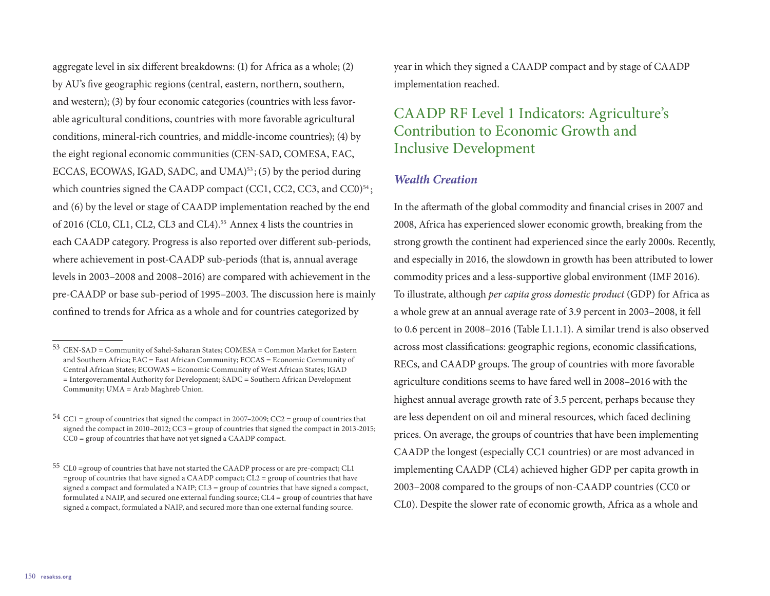aggregate level in six different breakdowns: (1) for Africa as a whole; (2) by AU's five geographic regions (central, eastern, northern, southern, and western); (3) by four economic categories (countries with less favorable agricultural conditions, countries with more favorable agricultural conditions, mineral-rich countries, and middle-income countries); (4) by the eight regional economic communities (CEN-SAD, COMESA, EAC, ECCAS, ECOWAS, IGAD, SADC, and UMA)[53]; (5) by the period during which countries signed the CAADP compact (CC1, CC2, CC3, and CC0)[54]; and (6) by the level or stage of CAADP implementation reached by the end of 2016 (CL0, CL1, CL2, CL3 and CL4).[55] Annex 4 lists the countries in each CAADP category. Progress is also reported over different sub-periods, where achievement in post-CAADP sub-periods (that is, annual average levels in 2003–2008 and 2008–2016) are compared with achievement in the pre-CAADP or base sub-period of 1995–2003. The discussion here is mainly confined to trends for Africa as a whole and for countries categorized by year in which they signed a CAADP compact and by stage of CAADP implementation reached.

## CAADP RF Level 1 Indicators: Agriculture's Contribution to Economic Growth and Inclusive Development

### *Wealth Creation*

In the aftermath of the global commodity and financial crises in 2007 and 2008, Africa has experienced slower economic growth, breaking from the strong growth the continent had experienced since the early 2000s. Recently, and especially in 2016, the slowdown in growth has been attributed to lower commodity prices and a less-supportive global environment (IMF 2016). To illustrate, although *per capita gross domestic product* (GDP) for Africa as a whole grew at an annual average rate of 3.9 percent in 2003–2008, it fell to 0.6 percent in 2008–2016 (Table L1.1.1). A similar trend is also observed across most classifications: geographic regions, economic classifications, RECs, and CAADP groups. The group of countries with more favorable agriculture conditions seems to have fared well in 2008–2016 with the highest annual average growth rate of 3.5 percent, perhaps because they are less dependent on oil and mineral resources, which faced declining prices. On average, the groups of countries that have been implementing CAADP the longest (especially CC1 countries) or are most advanced in implementing CAADP (CL4) achieved higher GDP per capita growth in 2003–2008 compared to the groups of non-CAADP countries (CC0 or CL0). Despite the slower rate of economic growth, Africa as a whole and

---

[53] CEN-SAD = Community of Sahel-Saharan States; COMESA = Common Market for Eastern and Southern Africa; EAC = East African Community; ECCAS = Economic Community of Central African States; ECOWAS = Economic Community of West African States; IGAD = Intergovernmental Authority for Development; SADC = Southern African Development Community; UMA = Arab Maghreb Union.

[54] CC1 = group of countries that signed the compact in 2007–2009; CC2 = group of countries that signed the compact in 2010–2012; CC3 = group of countries that signed the compact in 2013-2015; CC0 = group of countries that have not yet signed a CAADP compact.

[55] CL0 =group of countries that have not started the CAADP process or are pre-compact; CL1 =group of countries that have signed a CAADP compact; CL2 = group of countries that have signed a compact and formulated a NAIP; CL3 = group of countries that have signed a compact, formulated a NAIP, and secured one external funding source; CL4 = group of countries that have signed a compact, formulated a NAIP, and secured more than one external funding source.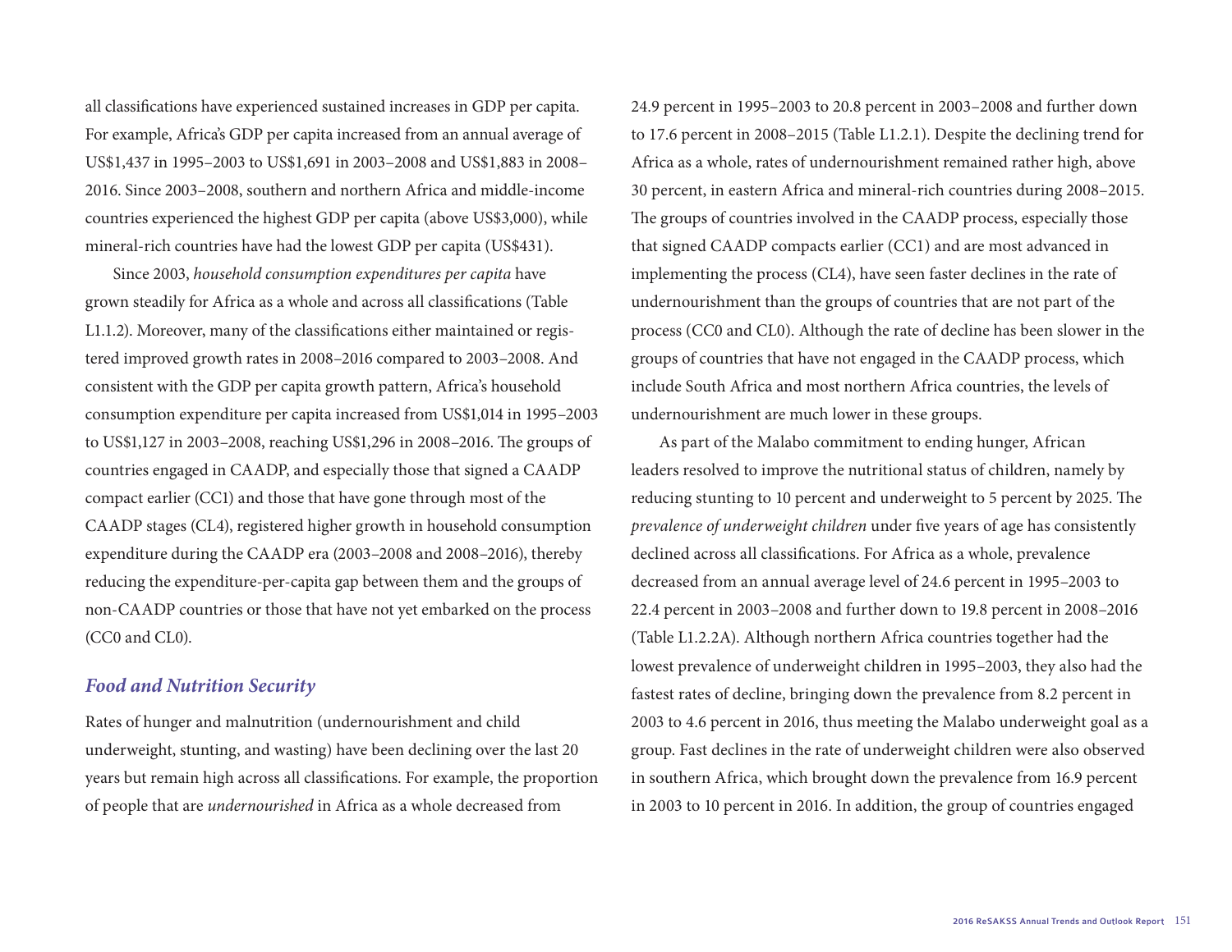all classifications have experienced sustained increases in GDP per capita. For example, Africa's GDP per capita increased from an annual average of US$1,437 in 1995–2003 to US$1,691 in 2003–2008 and US$1,883 in 2008–2016. Since 2003–2008, southern and northern Africa and middle-income countries experienced the highest GDP per capita (above US$3,000), while mineral-rich countries have had the lowest GDP per capita (US$431).

Since 2003, *household consumption expenditures per capita* have grown steadily for Africa as a whole and across all classifications (Table L1.1.2). Moreover, many of the classifications either maintained or registered improved growth rates in 2008–2016 compared to 2003–2008. And consistent with the GDP per capita growth pattern, Africa's household consumption expenditure per capita increased from US$1,014 in 1995–2003 to US$1,127 in 2003–2008, reaching US$1,296 in 2008–2016. The groups of countries engaged in CAADP, and especially those that signed a CAADP compact earlier (CC1) and those that have gone through most of the CAADP stages (CL4), registered higher growth in household consumption expenditure during the CAADP era (2003–2008 and 2008–2016), thereby reducing the expenditure-per-capita gap between them and the groups of non-CAADP countries or those that have not yet embarked on the process (CC0 and CL0).

## *Food and Nutrition Security*

Rates of hunger and malnutrition (undernourishment and child underweight, stunting, and wasting) have been declining over the last 20 years but remain high across all classifications. For example, the proportion of people that are *undernourished* in Africa as a whole decreased from 24.9 percent in 1995–2003 to 20.8 percent in 2003–2008 and further down to 17.6 percent in 2008–2015 (Table L1.2.1). Despite the declining trend for Africa as a whole, rates of undernourishment remained rather high, above 30 percent, in eastern Africa and mineral-rich countries during 2008–2015. The groups of countries involved in the CAADP process, especially those that signed CAADP compacts earlier (CC1) and are most advanced in implementing the process (CL4), have seen faster declines in the rate of undernourishment than the groups of countries that are not part of the process (CC0 and CL0). Although the rate of decline has been slower in the groups of countries that have not engaged in the CAADP process, which include South Africa and most northern Africa countries, the levels of undernourishment are much lower in these groups.

As part of the Malabo commitment to ending hunger, African leaders resolved to improve the nutritional status of children, namely by reducing stunting to 10 percent and underweight to 5 percent by 2025. The *prevalence of underweight children* under five years of age has consistently declined across all classifications. For Africa as a whole, prevalence decreased from an annual average level of 24.6 percent in 1995–2003 to 22.4 percent in 2003–2008 and further down to 19.8 percent in 2008–2016 (Table L1.2.2A). Although northern Africa countries together had the lowest prevalence of underweight children in 1995–2003, they also had the fastest rates of decline, bringing down the prevalence from 8.2 percent in 2003 to 4.6 percent in 2016, thus meeting the Malabo underweight goal as a group. Fast declines in the rate of underweight children were also observed in southern Africa, which brought down the prevalence from 16.9 percent in 2003 to 10 percent in 2016. In addition, the group of countries engaged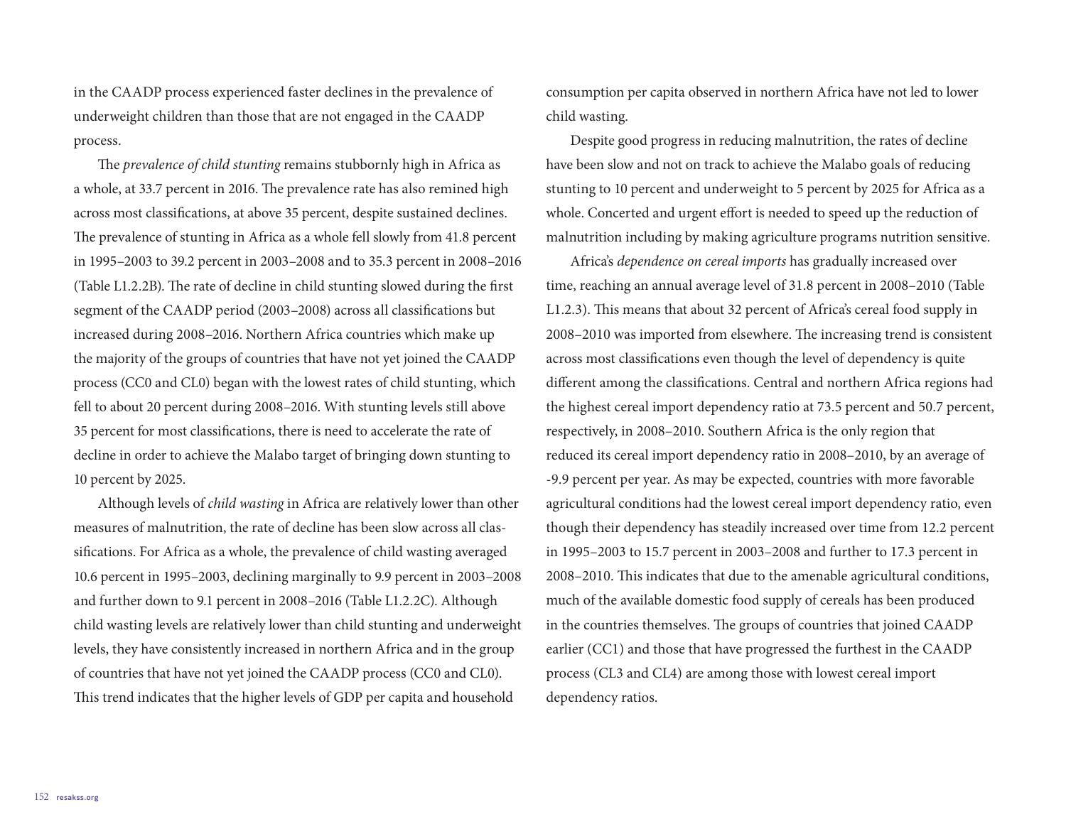in the CAADP process experienced faster declines in the prevalence of underweight children than those that are not engaged in the CAADP process.

The *prevalence of child stunting* remains stubbornly high in Africa as a whole, at 33.7 percent in 2016. The prevalence rate has also remined high across most classifications, at above 35 percent, despite sustained declines. The prevalence of stunting in Africa as a whole fell slowly from 41.8 percent in 1995–2003 to 39.2 percent in 2003–2008 and to 35.3 percent in 2008–2016 (Table L1.2.2B). The rate of decline in child stunting slowed during the first segment of the CAADP period (2003–2008) across all classifications but increased during 2008–2016. Northern Africa countries which make up the majority of the groups of countries that have not yet joined the CAADP process (CC0 and CL0) began with the lowest rates of child stunting, which fell to about 20 percent during 2008–2016. With stunting levels still above 35 percent for most classifications, there is need to accelerate the rate of decline in order to achieve the Malabo target of bringing down stunting to 10 percent by 2025.

Although levels of *child wasting* in Africa are relatively lower than other measures of malnutrition, the rate of decline has been slow across all classifications. For Africa as a whole, the prevalence of child wasting averaged 10.6 percent in 1995–2003, declining marginally to 9.9 percent in 2003–2008 and further down to 9.1 percent in 2008–2016 (Table L1.2.2C). Although child wasting levels are relatively lower than child stunting and underweight levels, they have consistently increased in northern Africa and in the group of countries that have not yet joined the CAADP process (CC0 and CL0). This trend indicates that the higher levels of GDP per capita and household consumption per capita observed in northern Africa have not led to lower child wasting.

Despite good progress in reducing malnutrition, the rates of decline have been slow and not on track to achieve the Malabo goals of reducing stunting to 10 percent and underweight to 5 percent by 2025 for Africa as a whole. Concerted and urgent effort is needed to speed up the reduction of malnutrition including by making agriculture programs nutrition sensitive.

Africa's *dependence on cereal imports* has gradually increased over time, reaching an annual average level of 31.8 percent in 2008–2010 (Table L1.2.3). This means that about 32 percent of Africa's cereal food supply in 2008–2010 was imported from elsewhere. The increasing trend is consistent across most classifications even though the level of dependency is quite different among the classifications. Central and northern Africa regions had the highest cereal import dependency ratio at 73.5 percent and 50.7 percent, respectively, in 2008–2010. Southern Africa is the only region that reduced its cereal import dependency ratio in 2008–2010, by an average of -9.9 percent per year. As may be expected, countries with more favorable agricultural conditions had the lowest cereal import dependency ratio, even though their dependency has steadily increased over time from 12.2 percent in 1995–2003 to 15.7 percent in 2003–2008 and further to 17.3 percent in 2008–2010. This indicates that due to the amenable agricultural conditions, much of the available domestic food supply of cereals has been produced in the countries themselves. The groups of countries that joined CAADP earlier (CC1) and those that have progressed the furthest in the CAADP process (CL3 and CL4) are among those with lowest cereal import dependency ratios.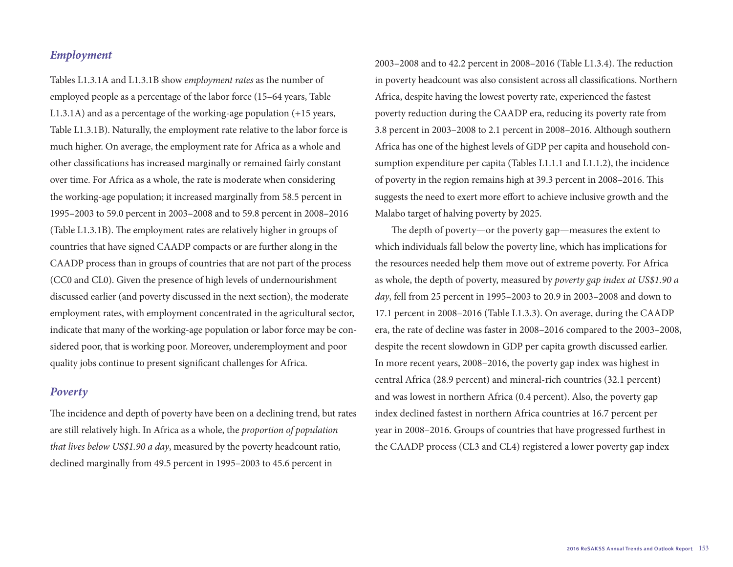### *Employment*

Tables L1.3.1A and L1.3.1B show *employment rates* as the number of employed people as a percentage of the labor force (15–64 years, Table L1.3.1A) and as a percentage of the working-age population (+15 years, Table L1.3.1B). Naturally, the employment rate relative to the labor force is much higher. On average, the employment rate for Africa as a whole and other classifications has increased marginally or remained fairly constant over time. For Africa as a whole, the rate is moderate when considering the working-age population; it increased marginally from 58.5 percent in 1995–2003 to 59.0 percent in 2003–2008 and to 59.8 percent in 2008–2016 (Table L1.3.1B). The employment rates are relatively higher in groups of countries that have signed CAADP compacts or are further along in the CAADP process than in groups of countries that are not part of the process (CC0 and CL0). Given the presence of high levels of undernourishment discussed earlier (and poverty discussed in the next section), the moderate employment rates, with employment concentrated in the agricultural sector, indicate that many of the working-age population or labor force may be considered poor, that is working poor. Moreover, underemployment and poor quality jobs continue to present significant challenges for Africa.

### *Poverty*

The incidence and depth of poverty have been on a declining trend, but rates are still relatively high. In Africa as a whole, the *proportion of population that lives below US$1.90 a day*, measured by the poverty headcount ratio, declined marginally from 49.5 percent in 1995–2003 to 45.6 percent in 2003–2008 and to 42.2 percent in 2008–2016 (Table L1.3.4). The reduction in poverty headcount was also consistent across all classifications. Northern Africa, despite having the lowest poverty rate, experienced the fastest poverty reduction during the CAADP era, reducing its poverty rate from 3.8 percent in 2003–2008 to 2.1 percent in 2008–2016. Although southern Africa has one of the highest levels of GDP per capita and household consumption expenditure per capita (Tables L1.1.1 and L1.1.2), the incidence of poverty in the region remains high at 39.3 percent in 2008–2016. This suggests the need to exert more effort to achieve inclusive growth and the Malabo target of halving poverty by 2025.

The depth of poverty—or the poverty gap—measures the extent to which individuals fall below the poverty line, which has implications for the resources needed help them move out of extreme poverty. For Africa as whole, the depth of poverty, measured by *poverty gap index at US$1.90 a day*, fell from 25 percent in 1995–2003 to 20.9 in 2003–2008 and down to 17.1 percent in 2008–2016 (Table L1.3.3). On average, during the CAADP era, the rate of decline was faster in 2008–2016 compared to the 2003–2008, despite the recent slowdown in GDP per capita growth discussed earlier. In more recent years, 2008–2016, the poverty gap index was highest in central Africa (28.9 percent) and mineral-rich countries (32.1 percent) and was lowest in northern Africa (0.4 percent). Also, the poverty gap index declined fastest in northern Africa countries at 16.7 percent per year in 2008–2016. Groups of countries that have progressed furthest in the CAADP process (CL3 and CL4) registered a lower poverty gap index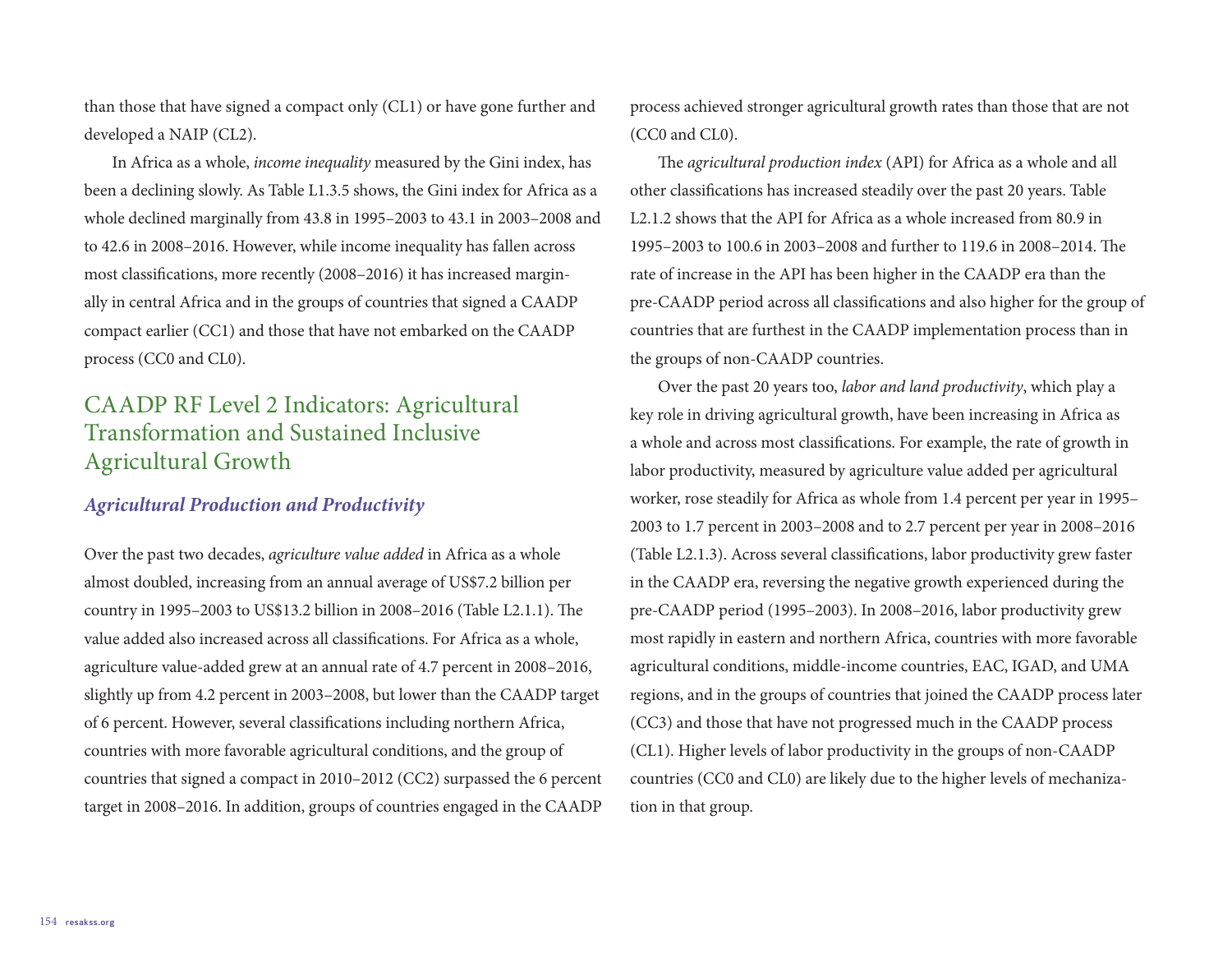than those that have signed a compact only (CL1) or have gone further and developed a NAIP (CL2).

In Africa as a whole, *income inequality* measured by the Gini index, has been a declining slowly. As Table L1.3.5 shows, the Gini index for Africa as a whole declined marginally from 43.8 in 1995–2003 to 43.1 in 2003–2008 and to 42.6 in 2008–2016. However, while income inequality has fallen across most classifications, more recently (2008–2016) it has increased marginally in central Africa and in the groups of countries that signed a CAADP compact earlier (CC1) and those that have not embarked on the CAADP process (CC0 and CL0).

## CAADP RF Level 2 Indicators: Agricultural Transformation and Sustained Inclusive Agricultural Growth

### *Agricultural Production and Productivity*

Over the past two decades, *agriculture value added* in Africa as a whole almost doubled, increasing from an annual average of US$7.2 billion per country in 1995–2003 to US$13.2 billion in 2008–2016 (Table L2.1.1). The value added also increased across all classifications. For Africa as a whole, agriculture value-added grew at an annual rate of 4.7 percent in 2008–2016, slightly up from 4.2 percent in 2003–2008, but lower than the CAADP target of 6 percent. However, several classifications including northern Africa, countries with more favorable agricultural conditions, and the group of countries that signed a compact in 2010–2012 (CC2) surpassed the 6 percent target in 2008–2016. In addition, groups of countries engaged in the CAADP process achieved stronger agricultural growth rates than those that are not (CC0 and CL0).

The *agricultural production index* (API) for Africa as a whole and all other classifications has increased steadily over the past 20 years. Table L2.1.2 shows that the API for Africa as a whole increased from 80.9 in 1995–2003 to 100.6 in 2003–2008 and further to 119.6 in 2008–2014. The rate of increase in the API has been higher in the CAADP era than the pre-CAADP period across all classifications and also higher for the group of countries that are furthest in the CAADP implementation process than in the groups of non-CAADP countries.

Over the past 20 years too, *labor and land productivity*, which play a key role in driving agricultural growth, have been increasing in Africa as a whole and across most classifications. For example, the rate of growth in labor productivity, measured by agriculture value added per agricultural worker, rose steadily for Africa as whole from 1.4 percent per year in 1995–2003 to 1.7 percent in 2003–2008 and to 2.7 percent per year in 2008–2016 (Table L2.1.3). Across several classifications, labor productivity grew faster in the CAADP era, reversing the negative growth experienced during the pre-CAADP period (1995–2003). In 2008–2016, labor productivity grew most rapidly in eastern and northern Africa, countries with more favorable agricultural conditions, middle-income countries, EAC, IGAD, and UMA regions, and in the groups of countries that joined the CAADP process later (CC3) and those that have not progressed much in the CAADP process (CL1). Higher levels of labor productivity in the groups of non-CAADP countries (CC0 and CL0) are likely due to the higher levels of mechanization in that group.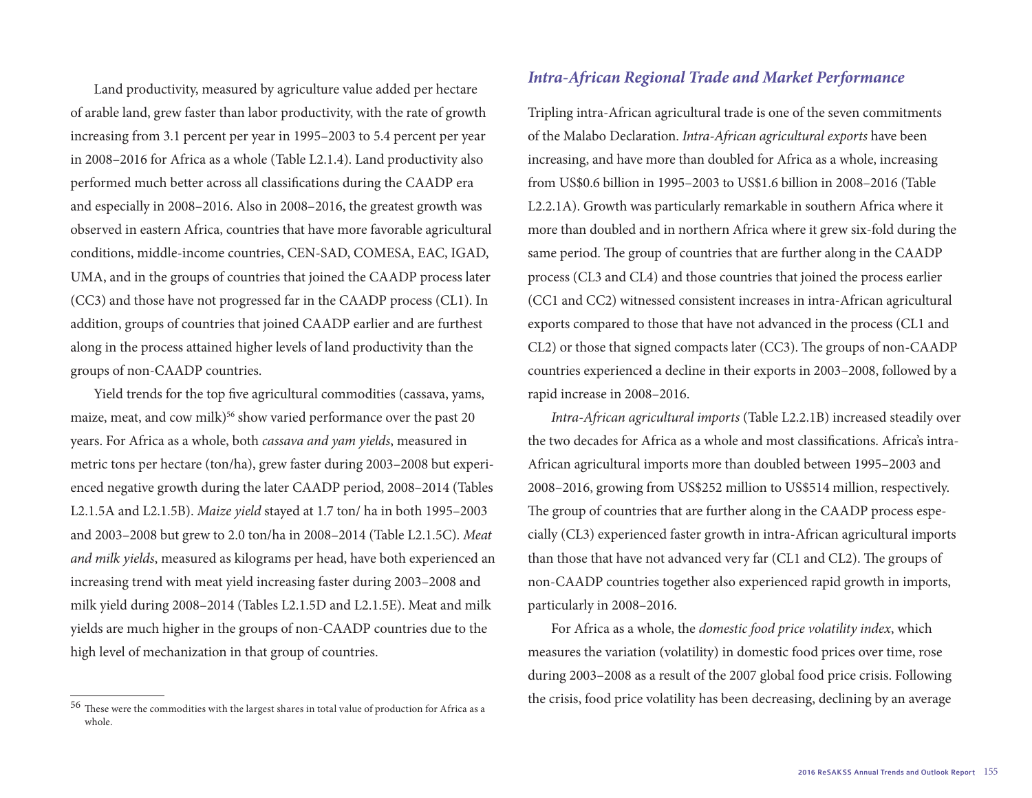Land productivity, measured by agriculture value added per hectare of arable land, grew faster than labor productivity, with the rate of growth increasing from 3.1 percent per year in 1995–2003 to 5.4 percent per year in 2008–2016 for Africa as a whole (Table L2.1.4). Land productivity also performed much better across all classifications during the CAADP era and especially in 2008–2016. Also in 2008–2016, the greatest growth was observed in eastern Africa, countries that have more favorable agricultural conditions, middle-income countries, CEN-SAD, COMESA, EAC, IGAD, UMA, and in the groups of countries that joined the CAADP process later (CC3) and those have not progressed far in the CAADP process (CL1). In addition, groups of countries that joined CAADP earlier and are furthest along in the process attained higher levels of land productivity than the groups of non-CAADP countries.

Yield trends for the top five agricultural commodities (cassava, yams, maize, meat, and cow milk)[56] show varied performance over the past 20 years. For Africa as a whole, both *cassava and yam yields*, measured in metric tons per hectare (ton/ha), grew faster during 2003–2008 but experienced negative growth during the later CAADP period, 2008–2014 (Tables L2.1.5A and L2.1.5B). *Maize yield* stayed at 1.7 ton/ ha in both 1995–2003 and 2003–2008 but grew to 2.0 ton/ha in 2008–2014 (Table L2.1.5C). *Meat and milk yields*, measured as kilograms per head, have both experienced an increasing trend with meat yield increasing faster during 2003–2008 and milk yield during 2008–2014 (Tables L2.1.5D and L2.1.5E). Meat and milk yields are much higher in the groups of non-CAADP countries due to the high level of mechanization in that group of countries.

[56] These were the commodities with the largest shares in total value of production for Africa as a whole.

### *Intra-African Regional Trade and Market Performance*

Tripling intra-African agricultural trade is one of the seven commitments of the Malabo Declaration. *Intra-African agricultural exports* have been increasing, and have more than doubled for Africa as a whole, increasing from US$0.6 billion in 1995–2003 to US$1.6 billion in 2008–2016 (Table L2.2.1A). Growth was particularly remarkable in southern Africa where it more than doubled and in northern Africa where it grew six-fold during the same period. The group of countries that are further along in the CAADP process (CL3 and CL4) and those countries that joined the process earlier (CC1 and CC2) witnessed consistent increases in intra-African agricultural exports compared to those that have not advanced in the process (CL1 and CL2) or those that signed compacts later (CC3). The groups of non-CAADP countries experienced a decline in their exports in 2003–2008, followed by a rapid increase in 2008–2016.

*Intra-African agricultural imports* (Table L2.2.1B) increased steadily over the two decades for Africa as a whole and most classifications. Africa's intra-African agricultural imports more than doubled between 1995–2003 and 2008–2016, growing from US$252 million to US$514 million, respectively. The group of countries that are further along in the CAADP process especially (CL3) experienced faster growth in intra-African agricultural imports than those that have not advanced very far (CL1 and CL2). The groups of non-CAADP countries together also experienced rapid growth in imports, particularly in 2008–2016.

For Africa as a whole, the *domestic food price volatility index*, which measures the variation (volatility) in domestic food prices over time, rose during 2003–2008 as a result of the 2007 global food price crisis. Following the crisis, food price volatility has been decreasing, declining by an average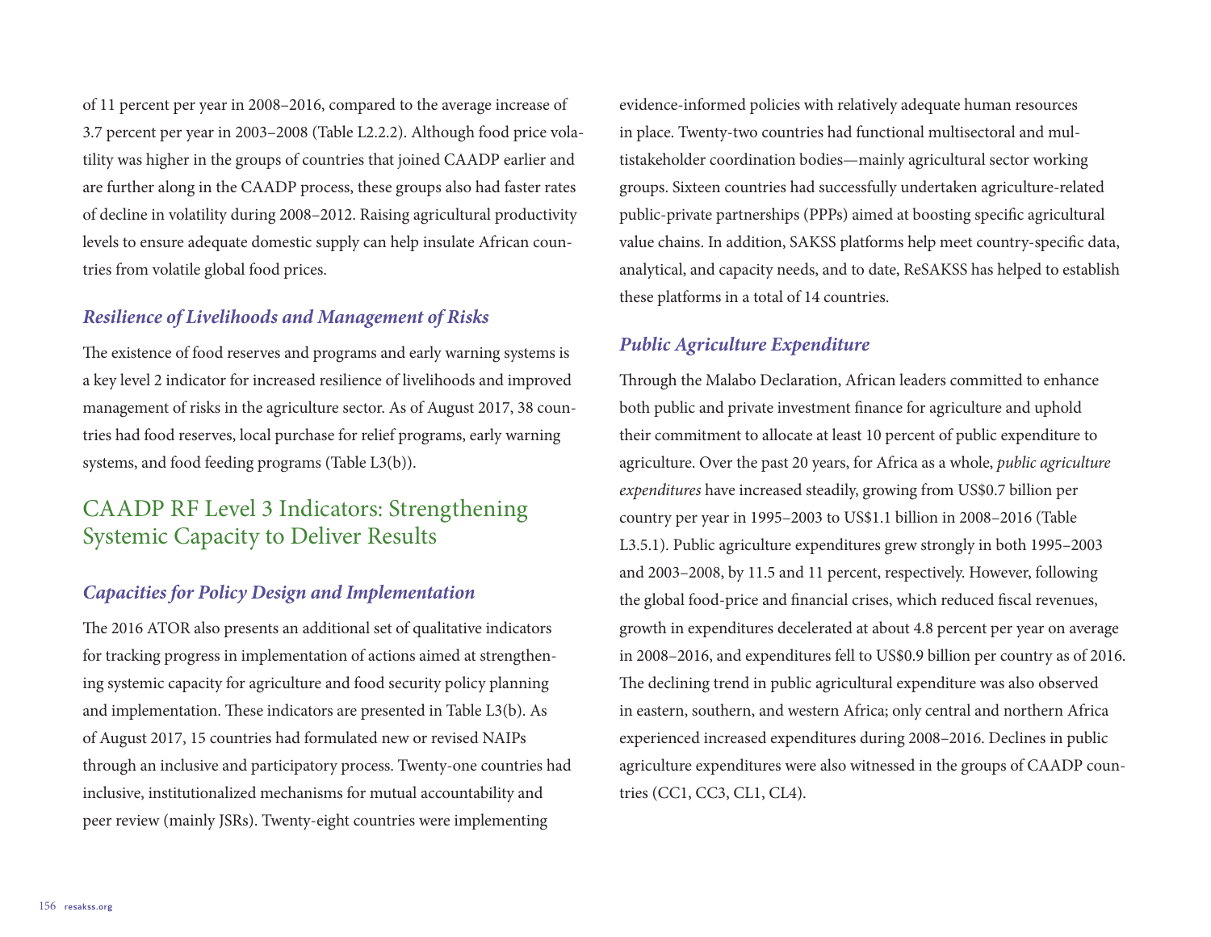of 11 percent per year in 2008–2016, compared to the average increase of 3.7 percent per year in 2003–2008 (Table L2.2.2). Although food price volatility was higher in the groups of countries that joined CAADP earlier and are further along in the CAADP process, these groups also had faster rates of decline in volatility during 2008–2012. Raising agricultural productivity levels to ensure adequate domestic supply can help insulate African countries from volatile global food prices.

### *Resilience of Livelihoods and Management of Risks*

The existence of food reserves and programs and early warning systems is a key level 2 indicator for increased resilience of livelihoods and improved management of risks in the agriculture sector. As of August 2017, 38 countries had food reserves, local purchase for relief programs, early warning systems, and food feeding programs (Table L3(b)).

## CAADP RF Level 3 Indicators: Strengthening Systemic Capacity to Deliver Results

### *Capacities for Policy Design and Implementation*

The 2016 ATOR also presents an additional set of qualitative indicators for tracking progress in implementation of actions aimed at strengthening systemic capacity for agriculture and food security policy planning and implementation. These indicators are presented in Table L3(b). As of August 2017, 15 countries had formulated new or revised NAIPs through an inclusive and participatory process. Twenty-one countries had inclusive, institutionalized mechanisms for mutual accountability and peer review (mainly JSRs). Twenty-eight countries were implementing evidence-informed policies with relatively adequate human resources in place. Twenty-two countries had functional multisectoral and multistakeholder coordination bodies—mainly agricultural sector working groups. Sixteen countries had successfully undertaken agriculture-related public-private partnerships (PPPs) aimed at boosting specific agricultural value chains. In addition, SAKSS platforms help meet country-specific data, analytical, and capacity needs, and to date, ReSAKSS has helped to establish these platforms in a total of 14 countries.

### *Public Agriculture Expenditure*

Through the Malabo Declaration, African leaders committed to enhance both public and private investment finance for agriculture and uphold their commitment to allocate at least 10 percent of public expenditure to agriculture. Over the past 20 years, for Africa as a whole, *public agriculture expenditures* have increased steadily, growing from US$0.7 billion per country per year in 1995–2003 to US$1.1 billion in 2008–2016 (Table L3.5.1). Public agriculture expenditures grew strongly in both 1995–2003 and 2003–2008, by 11.5 and 11 percent, respectively. However, following the global food-price and financial crises, which reduced fiscal revenues, growth in expenditures decelerated at about 4.8 percent per year on average in 2008–2016, and expenditures fell to US$0.9 billion per country as of 2016. The declining trend in public agricultural expenditure was also observed in eastern, southern, and western Africa; only central and northern Africa experienced increased expenditures during 2008–2016. Declines in public agriculture expenditures were also witnessed in the groups of CAADP countries (CC1, CC3, CL1, CL4).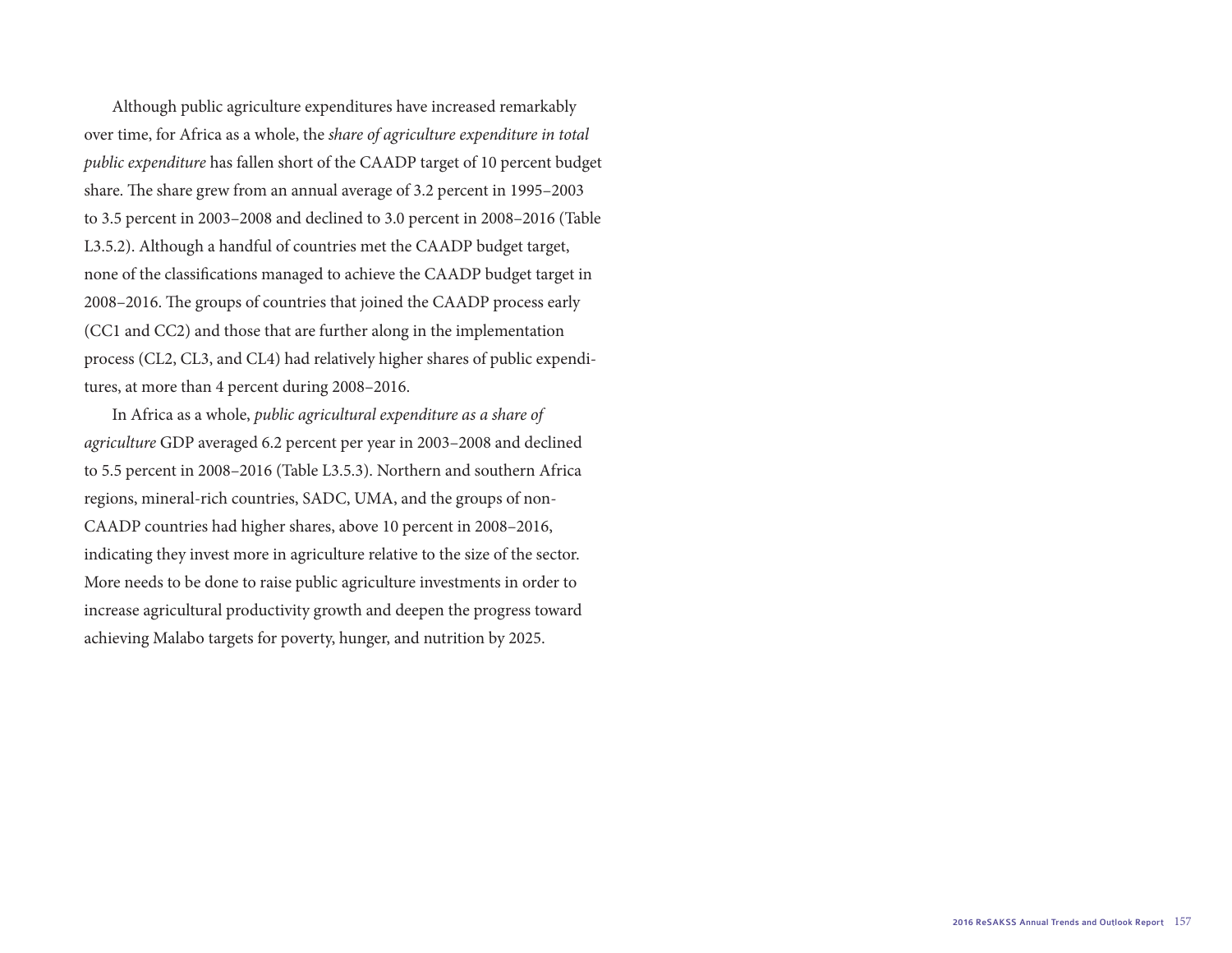Although public agriculture expenditures have increased remarkably over time, for Africa as a whole, the *share of agriculture expenditure in total public expenditure* has fallen short of the CAADP target of 10 percent budget share. The share grew from an annual average of 3.2 percent in 1995–2003 to 3.5 percent in 2003–2008 and declined to 3.0 percent in 2008–2016 (Table L3.5.2). Although a handful of countries met the CAADP budget target, none of the classifications managed to achieve the CAADP budget target in 2008–2016. The groups of countries that joined the CAADP process early (CC1 and CC2) and those that are further along in the implementation process (CL2, CL3, and CL4) had relatively higher shares of public expenditures, at more than 4 percent during 2008–2016.

In Africa as a whole, *public agricultural expenditure as a share of agriculture* GDP averaged 6.2 percent per year in 2003–2008 and declined to 5.5 percent in 2008–2016 (Table L3.5.3). Northern and southern Africa regions, mineral-rich countries, SADC, UMA, and the groups of non-CAADP countries had higher shares, above 10 percent in 2008–2016, indicating they invest more in agriculture relative to the size of the sector. More needs to be done to raise public agriculture investments in order to increase agricultural productivity growth and deepen the progress toward achieving Malabo targets for poverty, hunger, and nutrition by 2025.